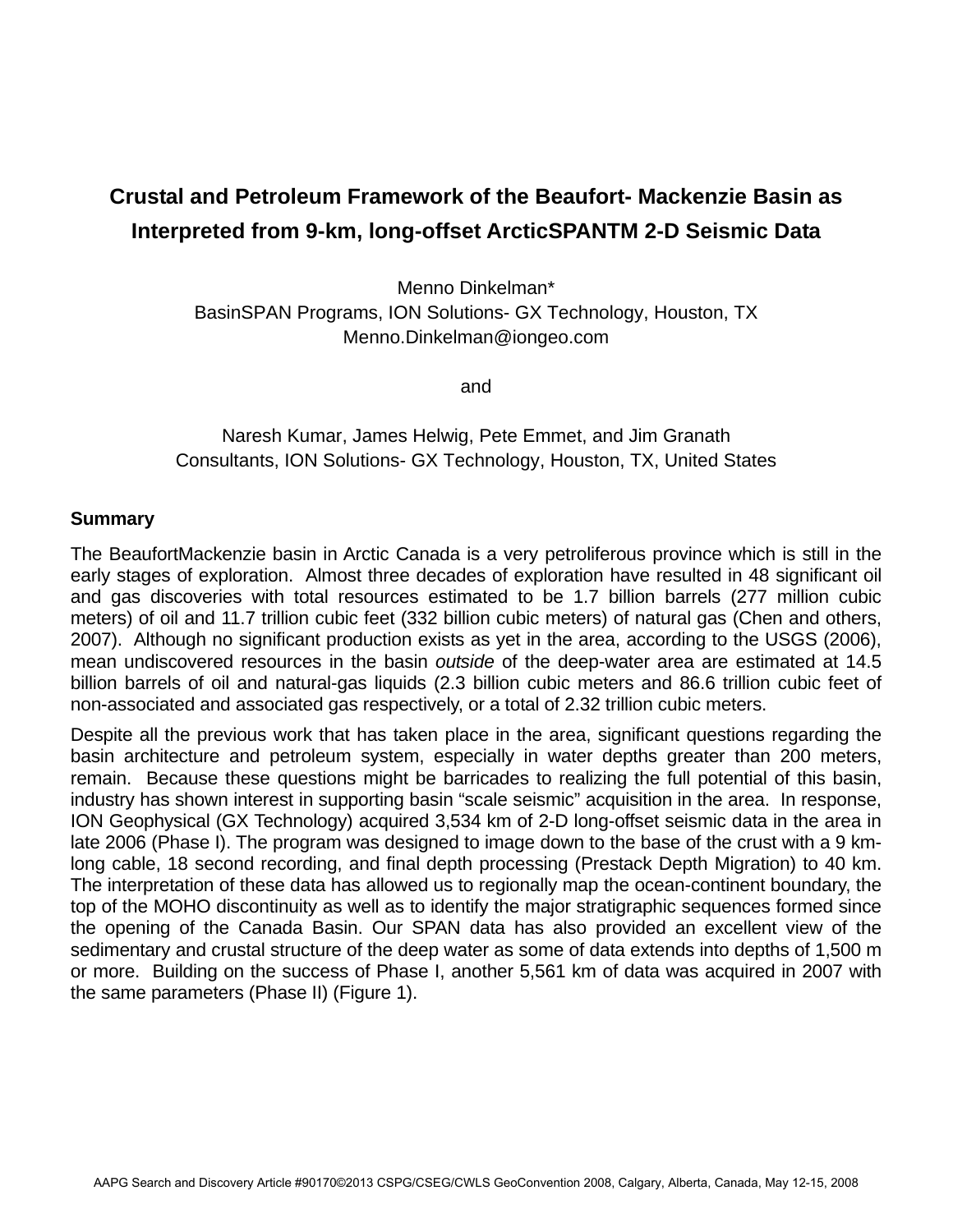# Crustal and Petroleum Framework of the Beaufort- Mackenzie Basin as Interpreted from 9-km, long-offset ArcticSPANTM 2-D Seismic Data

Menno Dinkelman*
BasinSPAN Programs, ION Solutions- GX Technology, Houston, TX
Menno.Dinkelman@iongeo.com

and

Naresh Kumar, James Helwig, Pete Emmet, and Jim Granath
Consultants, ION Solutions- GX Technology, Houston, TX, United States

## Summary

The BeaufortMackenzie basin in Arctic Canada is a very petroliferous province which is still in the early stages of exploration. Almost three decades of exploration have resulted in 48 significant oil and gas discoveries with total resources estimated to be 1.7 billion barrels (277 million cubic meters) of oil and 11.7 trillion cubic feet (332 billion cubic meters) of natural gas (Chen and others, 2007). Although no significant production exists as yet in the area, according to the USGS (2006), mean undiscovered resources in the basin *outside* of the deep-water area are estimated at 14.5 billion barrels of oil and natural-gas liquids (2.3 billion cubic meters and 86.6 trillion cubic feet of non-associated and associated gas respectively, or a total of 2.32 trillion cubic meters.

Despite all the previous work that has taken place in the area, significant questions regarding the basin architecture and petroleum system, especially in water depths greater than 200 meters, remain. Because these questions might be barricades to realizing the full potential of this basin, industry has shown interest in supporting basin "scale seismic" acquisition in the area. In response, ION Geophysical (GX Technology) acquired 3,534 km of 2-D long-offset seismic data in the area in late 2006 (Phase I). The program was designed to image down to the base of the crust with a 9 km-long cable, 18 second recording, and final depth processing (Prestack Depth Migration) to 40 km. The interpretation of these data has allowed us to regionally map the ocean-continent boundary, the top of the MOHO discontinuity as well as to identify the major stratigraphic sequences formed since the opening of the Canada Basin. Our SPAN data has also provided an excellent view of the sedimentary and crustal structure of the deep water as some of data extends into depths of 1,500 m or more. Building on the success of Phase I, another 5,561 km of data was acquired in 2007 with the same parameters (Phase II) (Figure 1).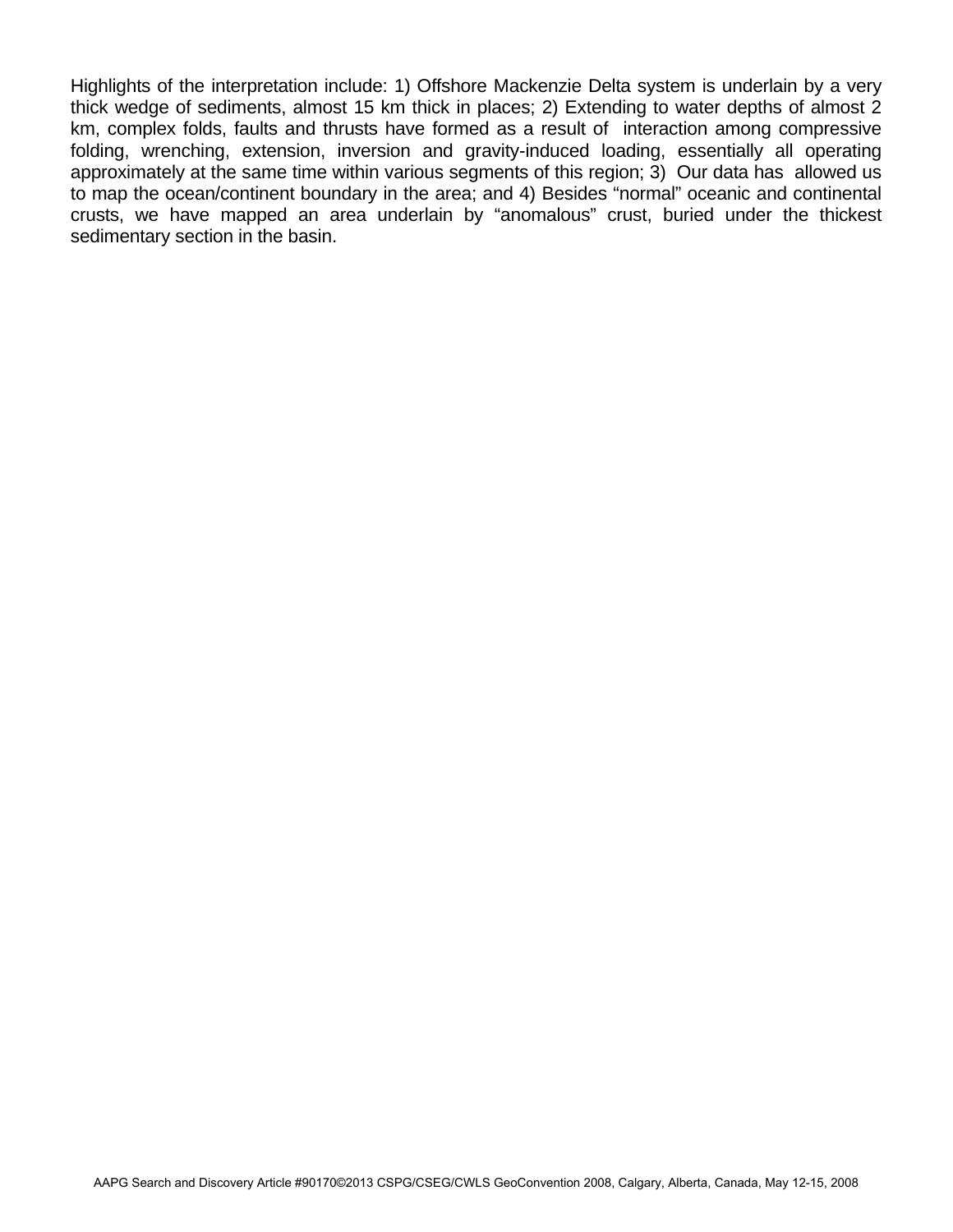Highlights of the interpretation include: 1) Offshore Mackenzie Delta system is underlain by a very thick wedge of sediments, almost 15 km thick in places; 2) Extending to water depths of almost 2 km, complex folds, faults and thrusts have formed as a result of interaction among compressive folding, wrenching, extension, inversion and gravity-induced loading, essentially all operating approximately at the same time within various segments of this region; 3) Our data has allowed us to map the ocean/continent boundary in the area; and 4) Besides "normal" oceanic and continental crusts, we have mapped an area underlain by "anomalous" crust, buried under the thickest sedimentary section in the basin.